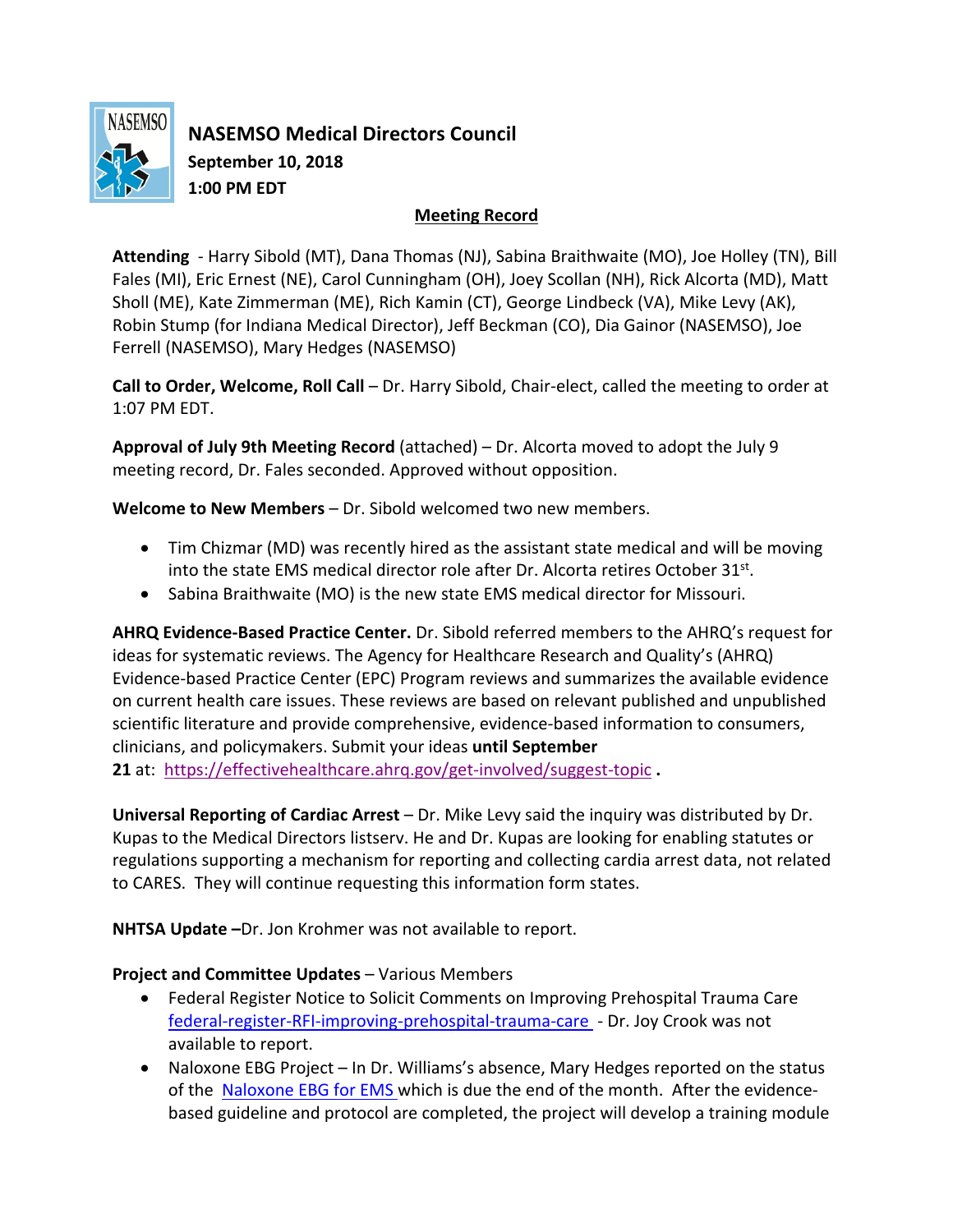# NASEMSO Medical Directors Council

**September 10, 2018**
**1:00 PM EDT**

**Meeting Record**

**Attending** - Harry Sibold (MT), Dana Thomas (NJ), Sabina Braithwaite (MO), Joe Holley (TN), Bill Fales (MI), Eric Ernest (NE), Carol Cunningham (OH), Joey Scollan (NH), Rick Alcorta (MD), Matt Sholl (ME), Kate Zimmerman (ME), Rich Kamin (CT), George Lindbeck (VA), Mike Levy (AK), Robin Stump (for Indiana Medical Director), Jeff Beckman (CO), Dia Gainor (NASEMSO), Joe Ferrell (NASEMSO), Mary Hedges (NASEMSO)

**Call to Order, Welcome, Roll Call** – Dr. Harry Sibold, Chair-elect, called the meeting to order at 1:07 PM EDT.

**Approval of July 9th Meeting Record** (attached) – Dr. Alcorta moved to adopt the July 9 meeting record, Dr. Fales seconded. Approved without opposition.

**Welcome to New Members** – Dr. Sibold welcomed two new members.

- Tim Chizmar (MD) was recently hired as the assistant state medical and will be moving into the state EMS medical director role after Dr. Alcorta retires October 31st.
- Sabina Braithwaite (MO) is the new state EMS medical director for Missouri.

**AHRQ Evidence-Based Practice Center.** Dr. Sibold referred members to the AHRQ's request for ideas for systematic reviews. The Agency for Healthcare Research and Quality's (AHRQ) Evidence-based Practice Center (EPC) Program reviews and summarizes the available evidence on current health care issues. These reviews are based on relevant published and unpublished scientific literature and provide comprehensive, evidence-based information to consumers, clinicians, and policymakers. Submit your ideas **until September 21** at: [https://effectivehealthcare.ahrq.gov/get-involved/suggest-topic](https://effectivehealthcare.ahrq.gov/get-involved/suggest-topic) **.**

**Universal Reporting of Cardiac Arrest** – Dr. Mike Levy said the inquiry was distributed by Dr. Kupas to the Medical Directors listserv. He and Dr. Kupas are looking for enabling statutes or regulations supporting a mechanism for reporting and collecting cardia arrest data, not related to CARES. They will continue requesting this information form states.

**NHTSA Update –**Dr. Jon Krohmer was not available to report.

**Project and Committee Updates** – Various Members

- Federal Register Notice to Solicit Comments on Improving Prehospital Trauma Care federal-register-RFI-improving-prehospital-trauma-care - Dr. Joy Crook was not available to report.
- Naloxone EBG Project – In Dr. Williams's absence, Mary Hedges reported on the status of the Naloxone EBG for EMS which is due the end of the month. After the evidence-based guideline and protocol are completed, the project will develop a training module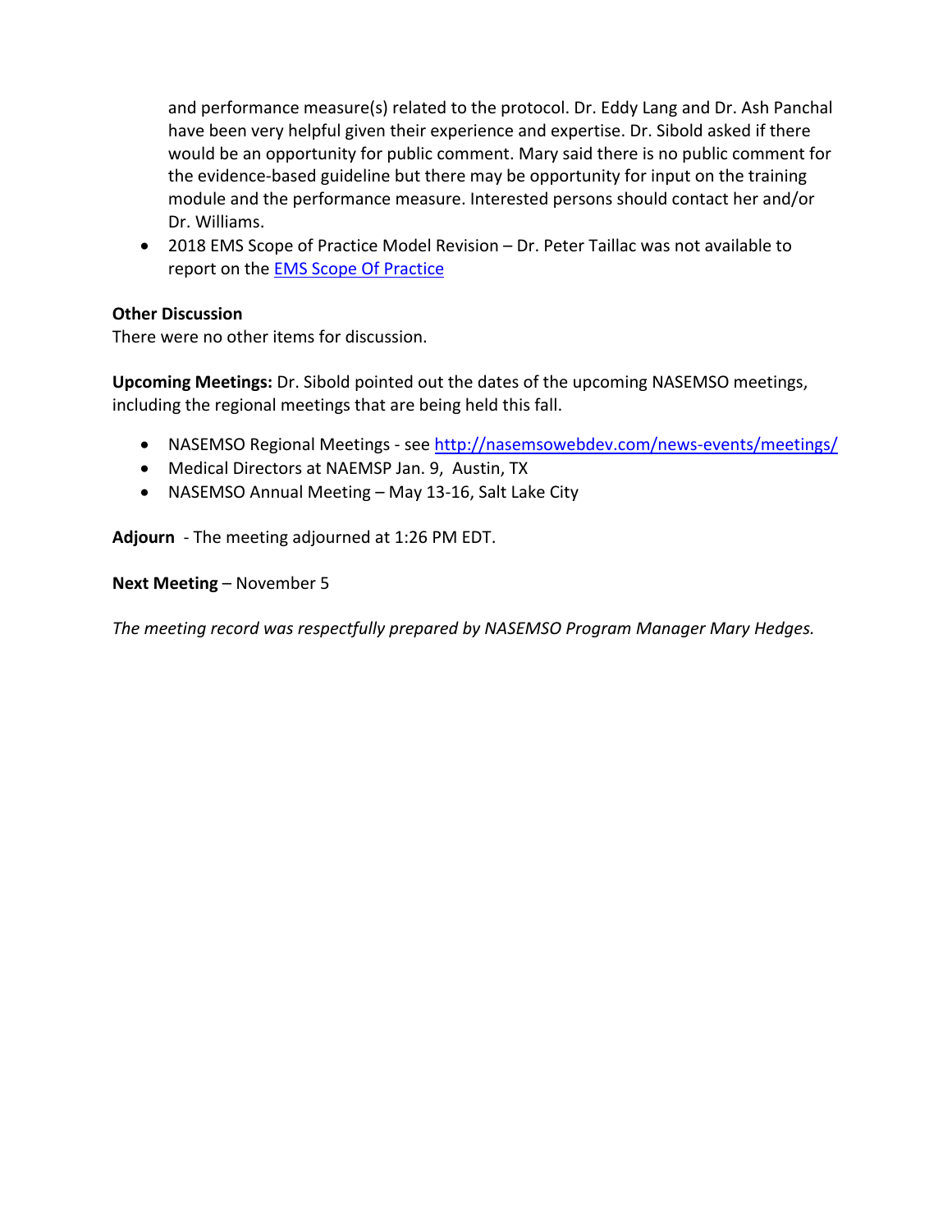and performance measure(s) related to the protocol. Dr. Eddy Lang and Dr. Ash Panchal have been very helpful given their experience and expertise. Dr. Sibold asked if there would be an opportunity for public comment. Mary said there is no public comment for the evidence-based guideline but there may be opportunity for input on the training module and the performance measure. Interested persons should contact her and/or Dr. Williams.

- 2018 EMS Scope of Practice Model Revision – Dr. Peter Taillac was not available to report on the EMS Scope Of Practice

**Other Discussion**
There were no other items for discussion.

**Upcoming Meetings:** Dr. Sibold pointed out the dates of the upcoming NASEMSO meetings, including the regional meetings that are being held this fall.

- NASEMSO Regional Meetings - see http://nasemsowebdev.com/news-events/meetings/
- Medical Directors at NAEMSP Jan. 9, Austin, TX
- NASEMSO Annual Meeting – May 13-16, Salt Lake City

**Adjourn** - The meeting adjourned at 1:26 PM EDT.

**Next Meeting** – November 5

*The meeting record was respectfully prepared by NASEMSO Program Manager Mary Hedges.*